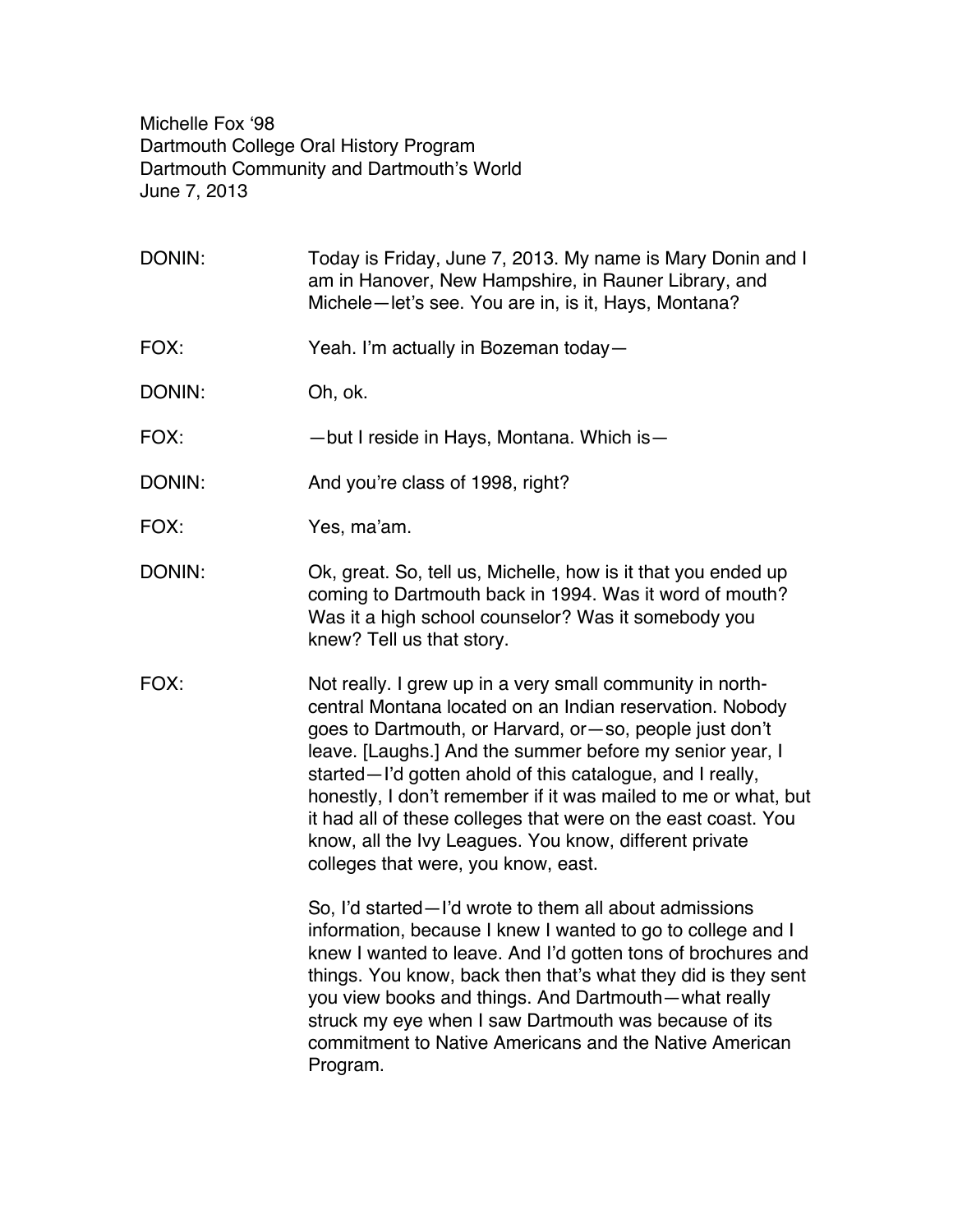Michelle Fox '98
Dartmouth College Oral History Program
Dartmouth Community and Dartmouth's World
June 7, 2013

DONIN: Today is Friday, June 7, 2013. My name is Mary Donin and I am in Hanover, New Hampshire, in Rauner Library, and Michele—let's see. You are in, is it, Hays, Montana?

FOX: Yeah. I'm actually in Bozeman today—

DONIN: Oh, ok.

FOX: —but I reside in Hays, Montana. Which is—

DONIN: And you're class of 1998, right?

FOX: Yes, ma'am.

DONIN: Ok, great. So, tell us, Michelle, how is it that you ended up coming to Dartmouth back in 1994. Was it word of mouth? Was it a high school counselor? Was it somebody you knew? Tell us that story.

FOX: Not really. I grew up in a very small community in north-central Montana located on an Indian reservation. Nobody goes to Dartmouth, or Harvard, or—so, people just don't leave. [Laughs.] And the summer before my senior year, I started—I'd gotten ahold of this catalogue, and I really, honestly, I don't remember if it was mailed to me or what, but it had all of these colleges that were on the east coast. You know, all the Ivy Leagues. You know, different private colleges that were, you know, east.

So, I'd started—I'd wrote to them all about admissions information, because I knew I wanted to go to college and I knew I wanted to leave. And I'd gotten tons of brochures and things. You know, back then that's what they did is they sent you view books and things. And Dartmouth—what really struck my eye when I saw Dartmouth was because of its commitment to Native Americans and the Native American Program.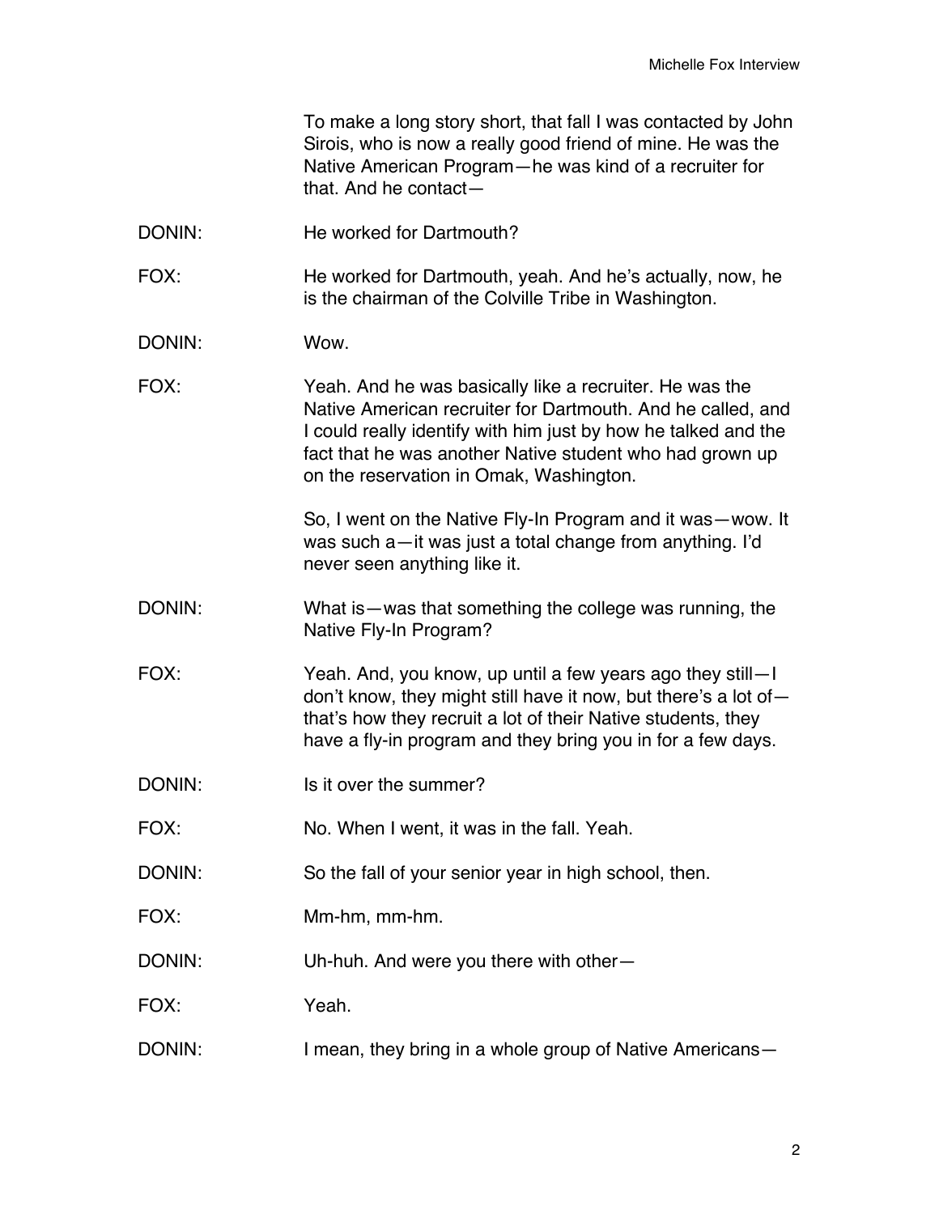To make a long story short, that fall I was contacted by John Sirois, who is now a really good friend of mine. He was the Native American Program—he was kind of a recruiter for that. And he contact—

DONIN: He worked for Dartmouth?

FOX: He worked for Dartmouth, yeah. And he's actually, now, he is the chairman of the Colville Tribe in Washington.

DONIN: Wow.

FOX: Yeah. And he was basically like a recruiter. He was the Native American recruiter for Dartmouth. And he called, and I could really identify with him just by how he talked and the fact that he was another Native student who had grown up on the reservation in Omak, Washington.

So, I went on the Native Fly-In Program and it was—wow. It was such a—it was just a total change from anything. I'd never seen anything like it.

DONIN: What is—was that something the college was running, the Native Fly-In Program?

FOX: Yeah. And, you know, up until a few years ago they still—I don't know, they might still have it now, but there's a lot of—that's how they recruit a lot of their Native students, they have a fly-in program and they bring you in for a few days.

DONIN: Is it over the summer?

FOX: No. When I went, it was in the fall. Yeah.

DONIN: So the fall of your senior year in high school, then.

FOX: Mm-hm, mm-hm.

DONIN: Uh-huh. And were you there with other—

FOX: Yeah.

DONIN: I mean, they bring in a whole group of Native Americans—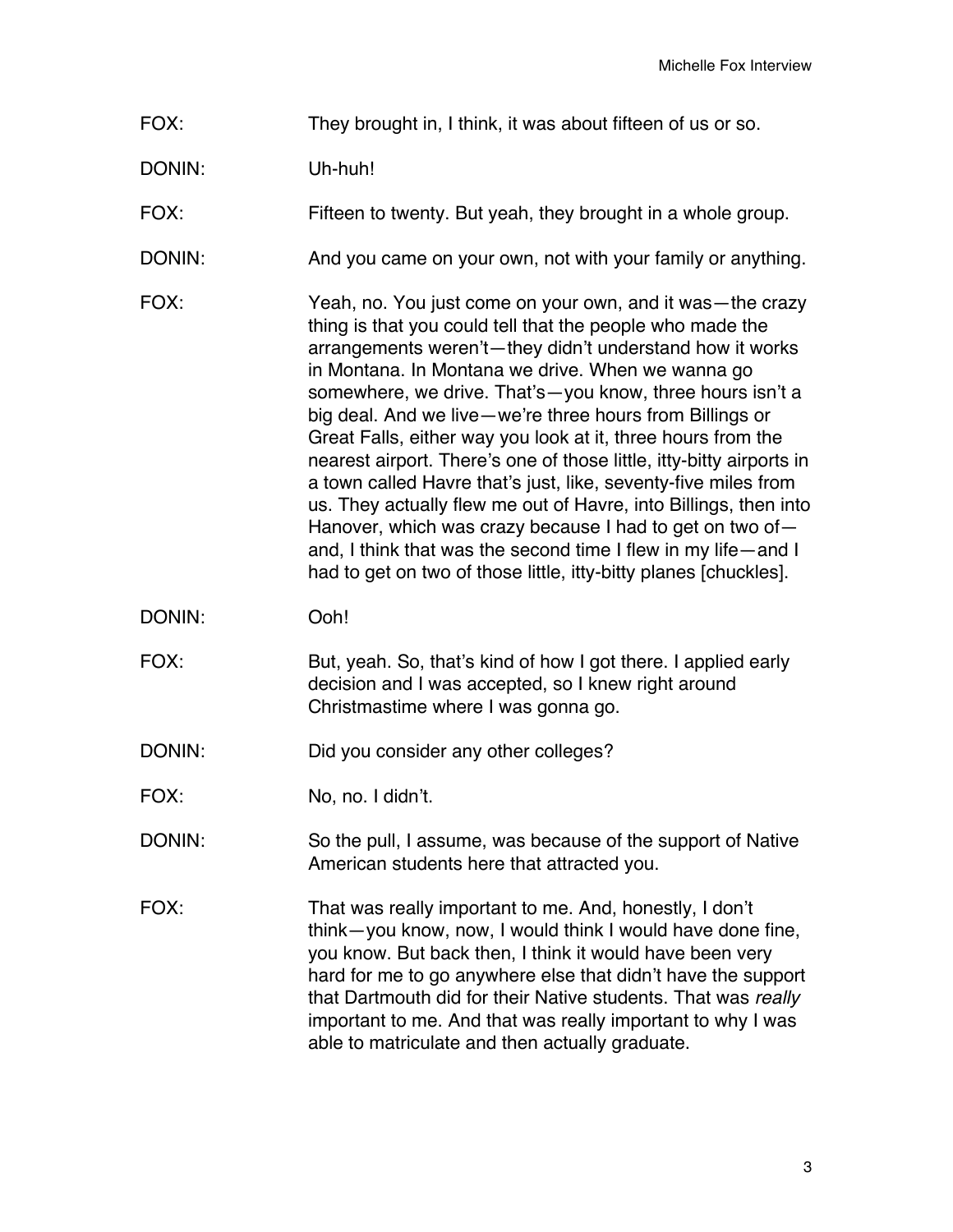FOX: They brought in, I think, it was about fifteen of us or so.

DONIN: Uh-huh!

FOX: Fifteen to twenty. But yeah, they brought in a whole group.

DONIN: And you came on your own, not with your family or anything.

FOX: Yeah, no. You just come on your own, and it was—the crazy thing is that you could tell that the people who made the arrangements weren't—they didn't understand how it works in Montana. In Montana we drive. When we wanna go somewhere, we drive. That's—you know, three hours isn't a big deal. And we live—we're three hours from Billings or Great Falls, either way you look at it, three hours from the nearest airport. There's one of those little, itty-bitty airports in a town called Havre that's just, like, seventy-five miles from us. They actually flew me out of Havre, into Billings, then into Hanover, which was crazy because I had to get on two of—and, I think that was the second time I flew in my life—and I had to get on two of those little, itty-bitty planes [chuckles].

DONIN: Ooh!

FOX: But, yeah. So, that's kind of how I got there. I applied early decision and I was accepted, so I knew right around Christmastime where I was gonna go.

DONIN: Did you consider any other colleges?

FOX: No, no. I didn't.

DONIN: So the pull, I assume, was because of the support of Native American students here that attracted you.

FOX: That was really important to me. And, honestly, I don't think—you know, now, I would think I would have done fine, you know. But back then, I think it would have been very hard for me to go anywhere else that didn't have the support that Dartmouth did for their Native students. That was *really* important to me. And that was really important to why I was able to matriculate and then actually graduate.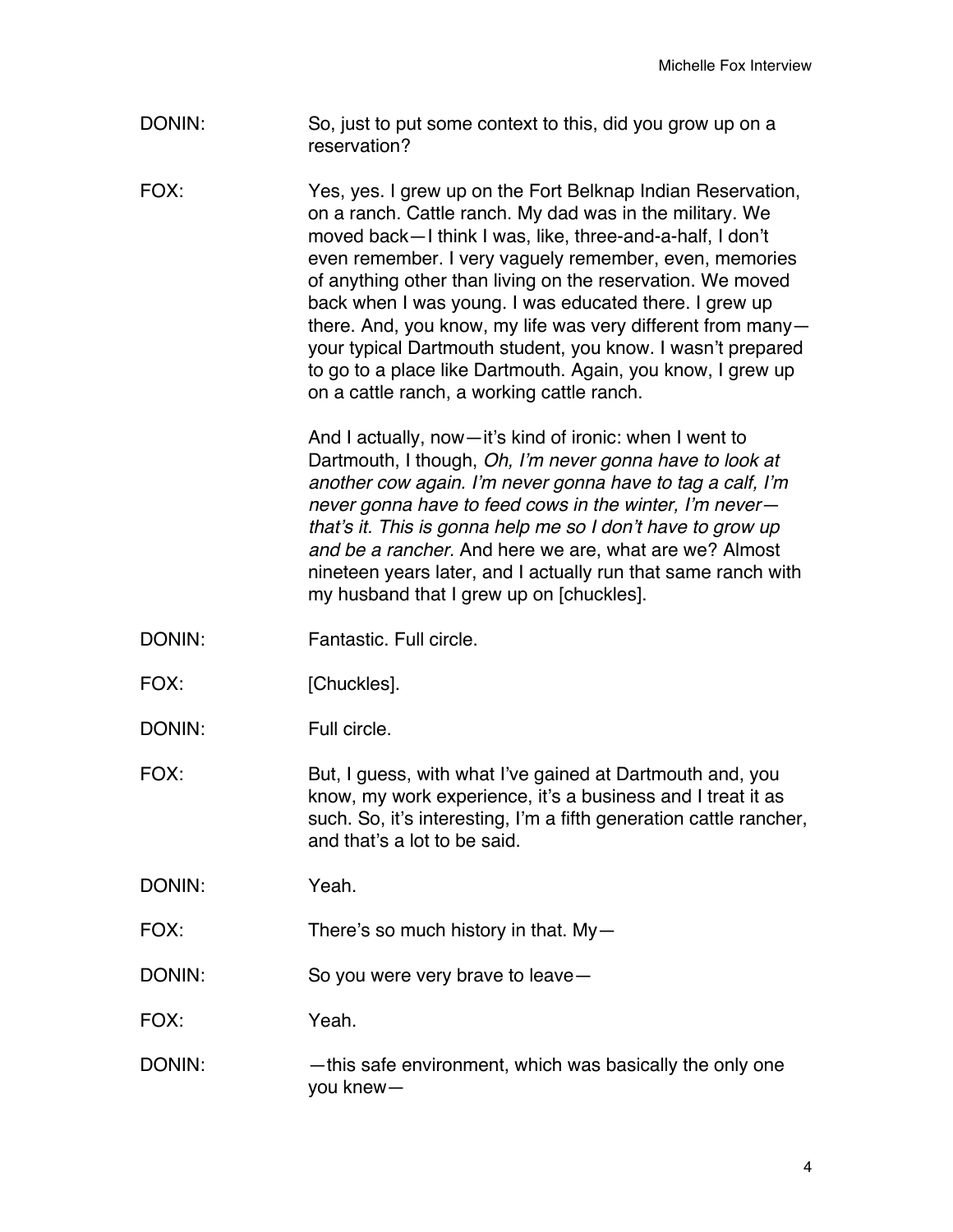DONIN: So, just to put some context to this, did you grow up on a reservation?

FOX: Yes, yes. I grew up on the Fort Belknap Indian Reservation, on a ranch. Cattle ranch. My dad was in the military. We moved back—I think I was, like, three-and-a-half, I don't even remember. I very vaguely remember, even, memories of anything other than living on the reservation. We moved back when I was young. I was educated there. I grew up there. And, you know, my life was very different from many—your typical Dartmouth student, you know. I wasn't prepared to go to a place like Dartmouth. Again, you know, I grew up on a cattle ranch, a working cattle ranch.

And I actually, now—it's kind of ironic: when I went to Dartmouth, I though, *Oh, I'm never gonna have to look at another cow again. I'm never gonna have to tag a calf, I'm never gonna have to feed cows in the winter, I'm never—that's it. This is gonna help me so I don't have to grow up and be a rancher.* And here we are, what are we? Almost nineteen years later, and I actually run that same ranch with my husband that I grew up on [chuckles].

DONIN: Fantastic. Full circle.

FOX: [Chuckles].

DONIN: Full circle.

FOX: But, I guess, with what I've gained at Dartmouth and, you know, my work experience, it's a business and I treat it as such. So, it's interesting, I'm a fifth generation cattle rancher, and that's a lot to be said.

DONIN: Yeah.

FOX: There's so much history in that. My—

DONIN: So you were very brave to leave—

FOX: Yeah.

DONIN: —this safe environment, which was basically the only one you knew—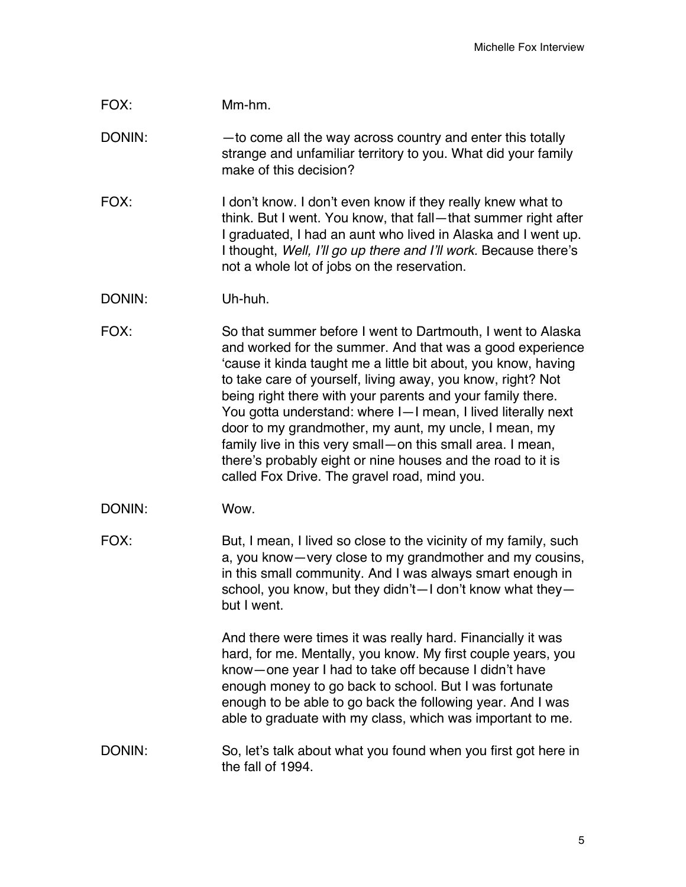FOX: Mm-hm.

DONIN: —to come all the way across country and enter this totally strange and unfamiliar territory to you. What did your family make of this decision?

FOX: I don't know. I don't even know if they really knew what to think. But I went. You know, that fall—that summer right after I graduated, I had an aunt who lived in Alaska and I went up. I thought, *Well, I'll go up there and I'll work.* Because there's not a whole lot of jobs on the reservation.

DONIN: Uh-huh.

FOX: So that summer before I went to Dartmouth, I went to Alaska and worked for the summer. And that was a good experience 'cause it kinda taught me a little bit about, you know, having to take care of yourself, living away, you know, right? Not being right there with your parents and your family there. You gotta understand: where I—I mean, I lived literally next door to my grandmother, my aunt, my uncle, I mean, my family live in this very small—on this small area. I mean, there's probably eight or nine houses and the road to it is called Fox Drive. The gravel road, mind you.

DONIN: Wow.

FOX: But, I mean, I lived so close to the vicinity of my family, such a, you know—very close to my grandmother and my cousins, in this small community. And I was always smart enough in school, you know, but they didn't—I don't know what they—but I went.

And there were times it was really hard. Financially it was hard, for me. Mentally, you know. My first couple years, you know—one year I had to take off because I didn't have enough money to go back to school. But I was fortunate enough to be able to go back the following year. And I was able to graduate with my class, which was important to me.

DONIN: So, let's talk about what you found when you first got here in the fall of 1994.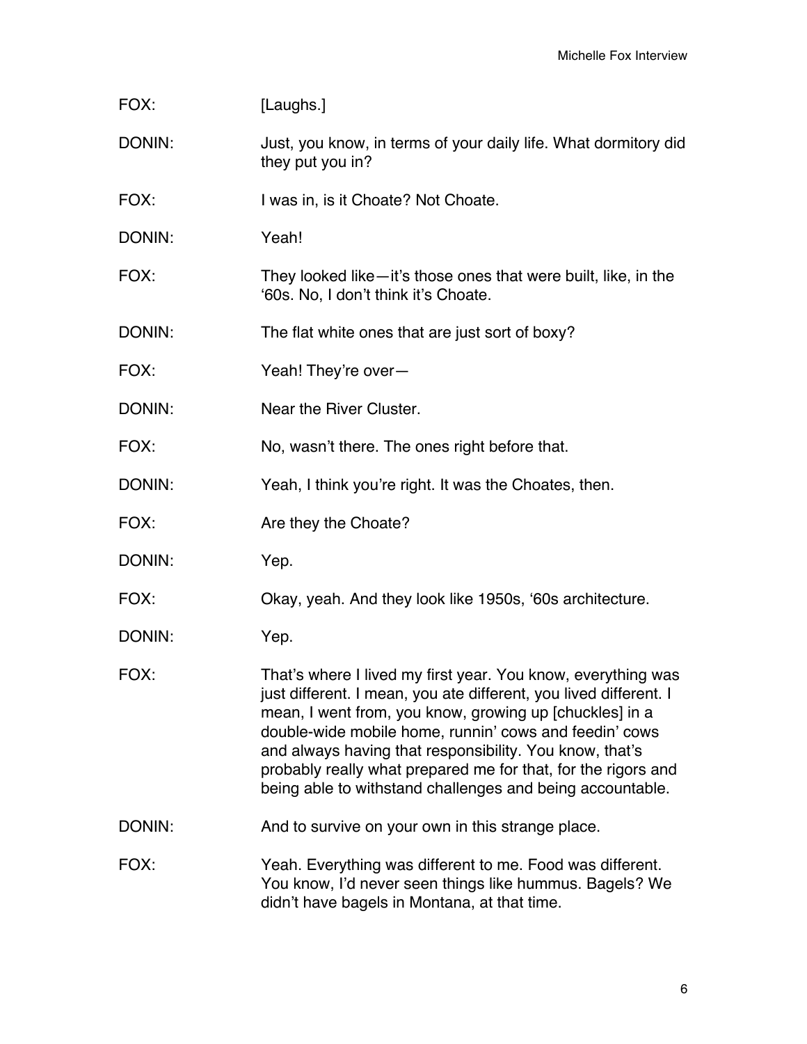FOX: [Laughs.]

DONIN: Just, you know, in terms of your daily life. What dormitory did they put you in?

FOX: I was in, is it Choate? Not Choate.

DONIN: Yeah!

FOX: They looked like—it's those ones that were built, like, in the '60s. No, I don't think it's Choate.

DONIN: The flat white ones that are just sort of boxy?

FOX: Yeah! They're over—

DONIN: Near the River Cluster.

FOX: No, wasn't there. The ones right before that.

DONIN: Yeah, I think you're right. It was the Choates, then.

FOX: Are they the Choate?

DONIN: Yep.

FOX: Okay, yeah. And they look like 1950s, '60s architecture.

DONIN: Yep.

FOX: That's where I lived my first year. You know, everything was just different. I mean, you ate different, you lived different. I mean, I went from, you know, growing up [chuckles] in a double-wide mobile home, runnin' cows and feedin' cows and always having that responsibility. You know, that's probably really what prepared me for that, for the rigors and being able to withstand challenges and being accountable.

DONIN: And to survive on your own in this strange place.

FOX: Yeah. Everything was different to me. Food was different. You know, I'd never seen things like hummus. Bagels? We didn't have bagels in Montana, at that time.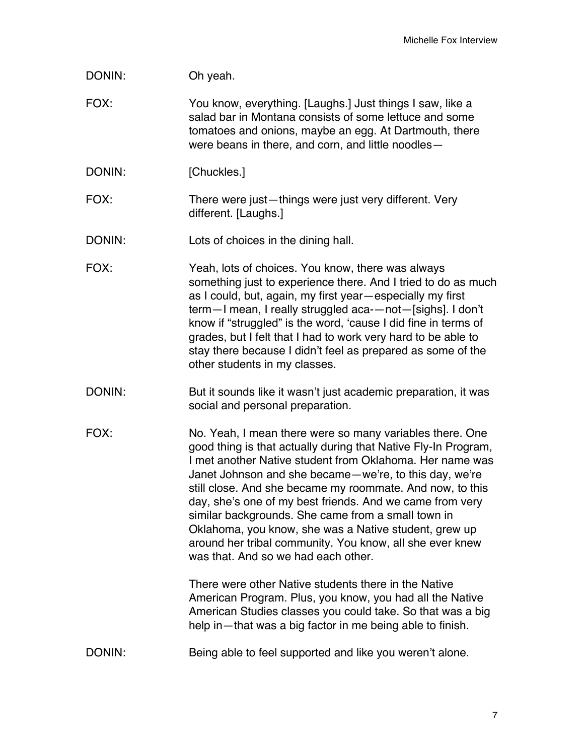DONIN: Oh yeah.

FOX: You know, everything. [Laughs.] Just things I saw, like a salad bar in Montana consists of some lettuce and some tomatoes and onions, maybe an egg. At Dartmouth, there were beans in there, and corn, and little noodles—

DONIN: [Chuckles.]

FOX: There were just—things were just very different. Very different. [Laughs.]

DONIN: Lots of choices in the dining hall.

FOX: Yeah, lots of choices. You know, there was always something just to experience there. And I tried to do as much as I could, but, again, my first year—especially my first term—I mean, I really struggled aca-—not—[sighs]. I don't know if "struggled" is the word, 'cause I did fine in terms of grades, but I felt that I had to work very hard to be able to stay there because I didn't feel as prepared as some of the other students in my classes.

DONIN: But it sounds like it wasn't just academic preparation, it was social and personal preparation.

FOX: No. Yeah, I mean there were so many variables there. One good thing is that actually during that Native Fly-In Program, I met another Native student from Oklahoma. Her name was Janet Johnson and she became—we're, to this day, we're still close. And she became my roommate. And now, to this day, she's one of my best friends. And we came from very similar backgrounds. She came from a small town in Oklahoma, you know, she was a Native student, grew up around her tribal community. You know, all she ever knew was that. And so we had each other.

There were other Native students there in the Native American Program. Plus, you know, you had all the Native American Studies classes you could take. So that was a big help in—that was a big factor in me being able to finish.

DONIN: Being able to feel supported and like you weren't alone.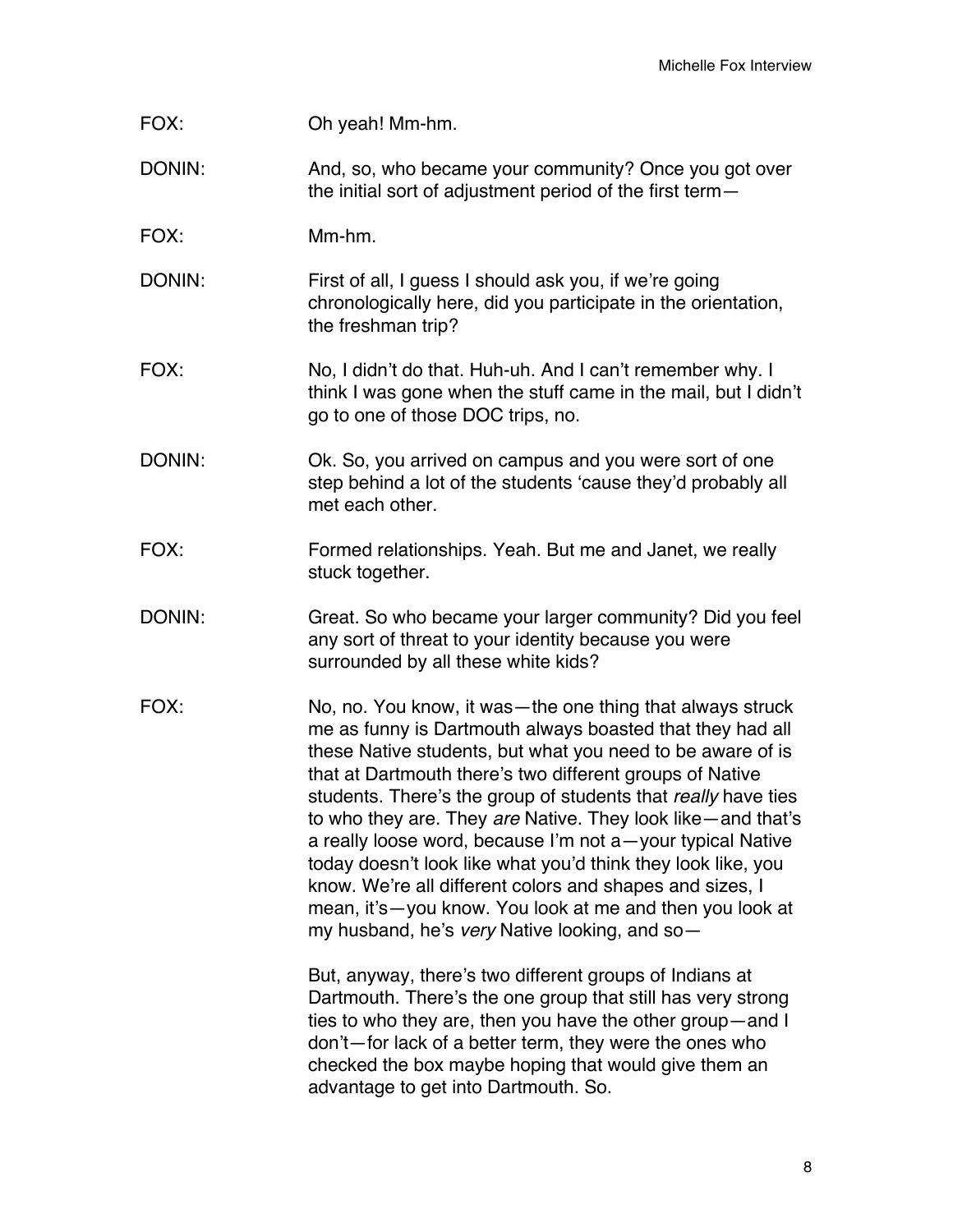FOX: Oh yeah! Mm-hm.

DONIN: And, so, who became your community? Once you got over the initial sort of adjustment period of the first term—

FOX: Mm-hm.

DONIN: First of all, I guess I should ask you, if we're going chronologically here, did you participate in the orientation, the freshman trip?

FOX: No, I didn't do that. Huh-uh. And I can't remember why. I think I was gone when the stuff came in the mail, but I didn't go to one of those DOC trips, no.

DONIN: Ok. So, you arrived on campus and you were sort of one step behind a lot of the students 'cause they'd probably all met each other.

FOX: Formed relationships. Yeah. But me and Janet, we really stuck together.

DONIN: Great. So who became your larger community? Did you feel any sort of threat to your identity because you were surrounded by all these white kids?

FOX: No, no. You know, it was—the one thing that always struck me as funny is Dartmouth always boasted that they had all these Native students, but what you need to be aware of is that at Dartmouth there's two different groups of Native students. There's the group of students that *really* have ties to who they are. They *are* Native. They look like—and that's a really loose word, because I'm not a—your typical Native today doesn't look like what you'd think they look like, you know. We're all different colors and shapes and sizes, I mean, it's—you know. You look at me and then you look at my husband, he's *very* Native looking, and so—

But, anyway, there's two different groups of Indians at Dartmouth. There's the one group that still has very strong ties to who they are, then you have the other group—and I don't—for lack of a better term, they were the ones who checked the box maybe hoping that would give them an advantage to get into Dartmouth. So.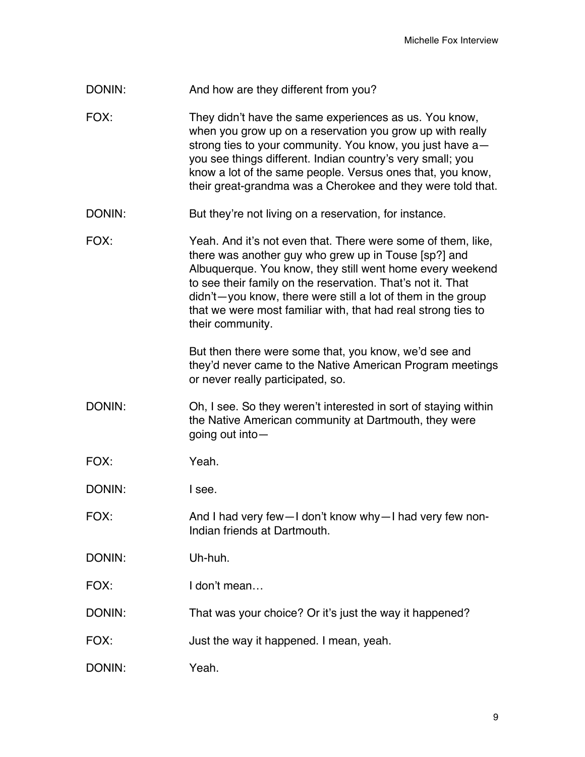DONIN: And how are they different from you?

FOX: They didn't have the same experiences as us. You know, when you grow up on a reservation you grow up with really strong ties to your community. You know, you just have a—you see things different. Indian country's very small; you know a lot of the same people. Versus ones that, you know, their great-grandma was a Cherokee and they were told that.

DONIN: But they're not living on a reservation, for instance.

FOX: Yeah. And it's not even that. There were some of them, like, there was another guy who grew up in Touse [sp?] and Albuquerque. You know, they still went home every weekend to see their family on the reservation. That's not it. That didn't—you know, there were still a lot of them in the group that we were most familiar with, that had real strong ties to their community.

But then there were some that, you know, we'd see and they'd never came to the Native American Program meetings or never really participated, so.

DONIN: Oh, I see. So they weren't interested in sort of staying within the Native American community at Dartmouth, they were going out into—

FOX: Yeah.

DONIN: I see.

FOX: And I had very few—I don't know why—I had very few non-Indian friends at Dartmouth.

DONIN: Uh-huh.

FOX: I don't mean…

DONIN: That was your choice? Or it's just the way it happened?

FOX: Just the way it happened. I mean, yeah.

DONIN: Yeah.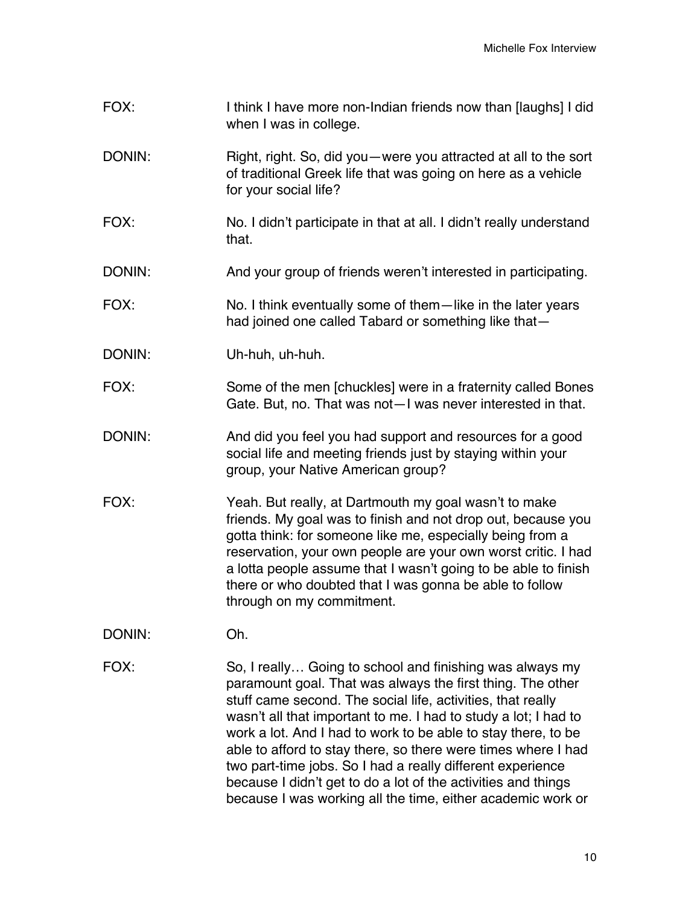FOX: I think I have more non-Indian friends now than [laughs] I did when I was in college.

DONIN: Right, right. So, did you—were you attracted at all to the sort of traditional Greek life that was going on here as a vehicle for your social life?

FOX: No. I didn't participate in that at all. I didn't really understand that.

DONIN: And your group of friends weren't interested in participating.

FOX: No. I think eventually some of them—like in the later years had joined one called Tabard or something like that—

DONIN: Uh-huh, uh-huh.

FOX: Some of the men [chuckles] were in a fraternity called Bones Gate. But, no. That was not—I was never interested in that.

DONIN: And did you feel you had support and resources for a good social life and meeting friends just by staying within your group, your Native American group?

FOX: Yeah. But really, at Dartmouth my goal wasn't to make friends. My goal was to finish and not drop out, because you gotta think: for someone like me, especially being from a reservation, your own people are your own worst critic. I had a lotta people assume that I wasn't going to be able to finish there or who doubted that I was gonna be able to follow through on my commitment.

DONIN: Oh.

FOX: So, I really… Going to school and finishing was always my paramount goal. That was always the first thing. The other stuff came second. The social life, activities, that really wasn't all that important to me. I had to study a lot; I had to work a lot. And I had to work to be able to stay there, to be able to afford to stay there, so there were times where I had two part-time jobs. So I had a really different experience because I didn't get to do a lot of the activities and things because I was working all the time, either academic work or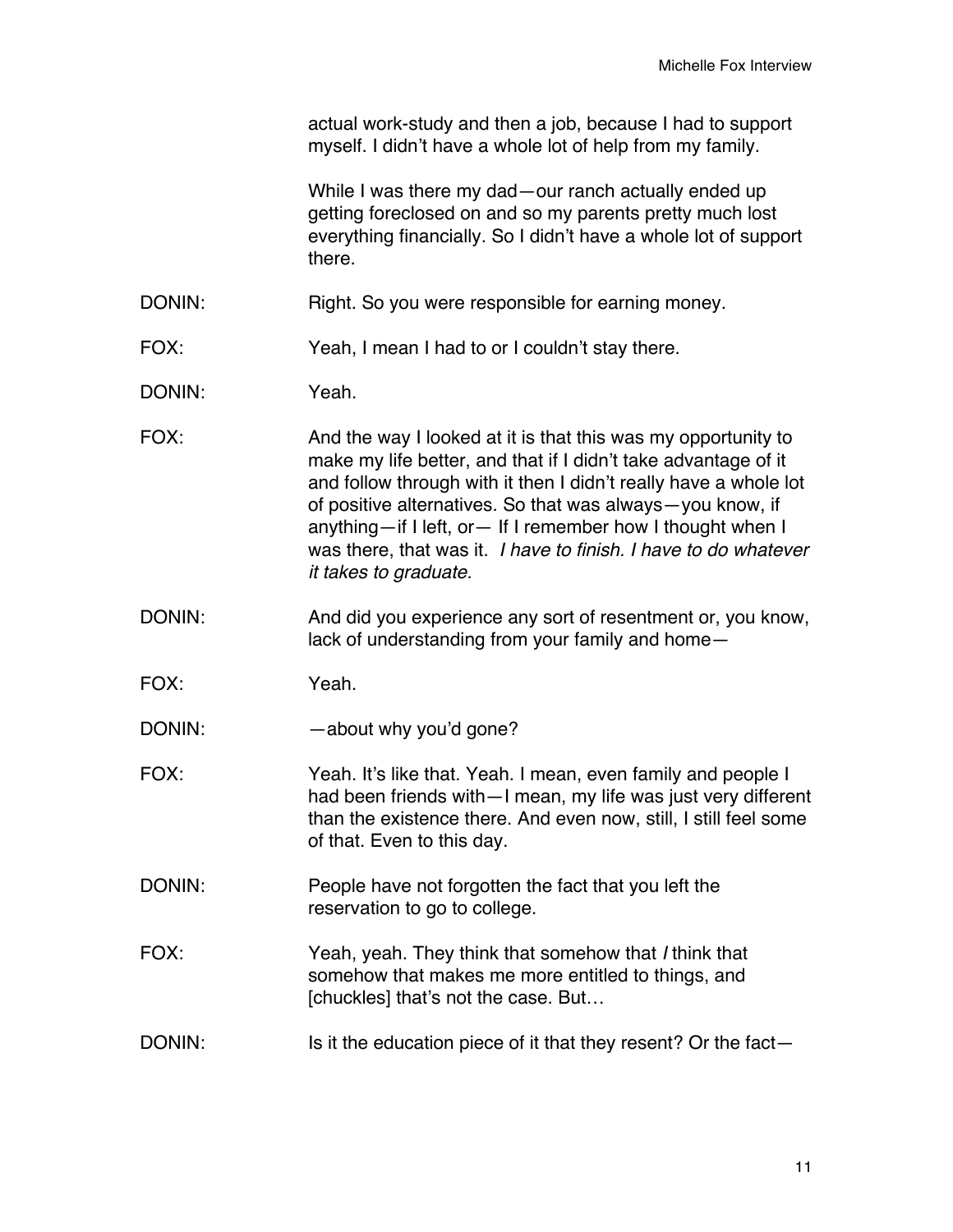actual work-study and then a job, because I had to support myself. I didn't have a whole lot of help from my family.

While I was there my dad—our ranch actually ended up getting foreclosed on and so my parents pretty much lost everything financially. So I didn't have a whole lot of support there.

DONIN: Right. So you were responsible for earning money.

FOX: Yeah, I mean I had to or I couldn't stay there.

DONIN: Yeah.

FOX: And the way I looked at it is that this was my opportunity to make my life better, and that if I didn't take advantage of it and follow through with it then I didn't really have a whole lot of positive alternatives. So that was always—you know, if anything—if I left, or— If I remember how I thought when I was there, that was it. *I have to finish. I have to do whatever it takes to graduate.*

DONIN: And did you experience any sort of resentment or, you know, lack of understanding from your family and home—

FOX: Yeah.

DONIN: —about why you'd gone?

FOX: Yeah. It's like that. Yeah. I mean, even family and people I had been friends with—I mean, my life was just very different than the existence there. And even now, still, I still feel some of that. Even to this day.

DONIN: People have not forgotten the fact that you left the reservation to go to college.

FOX: Yeah, yeah. They think that somehow that *I* think that somehow that makes me more entitled to things, and [chuckles] that's not the case. But…

DONIN: Is it the education piece of it that they resent? Or the fact—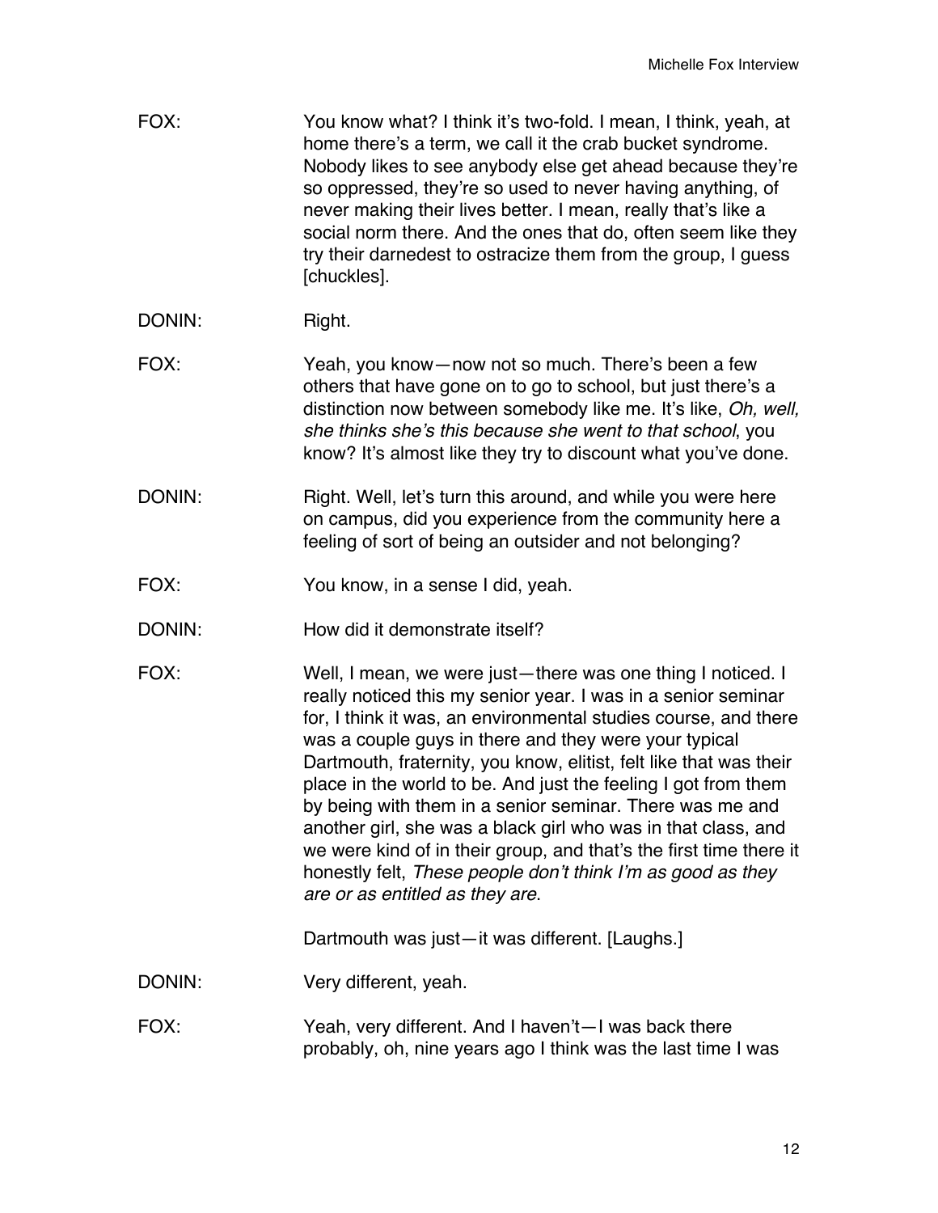FOX: You know what? I think it's two-fold. I mean, I think, yeah, at home there's a term, we call it the crab bucket syndrome. Nobody likes to see anybody else get ahead because they're so oppressed, they're so used to never having anything, of never making their lives better. I mean, really that's like a social norm there. And the ones that do, often seem like they try their darnedest to ostracize them from the group, I guess [chuckles].

DONIN: Right.

FOX: Yeah, you know—now not so much. There's been a few others that have gone on to go to school, but just there's a distinction now between somebody like me. It's like, *Oh, well, she thinks she's this because she went to that school*, you know? It's almost like they try to discount what you've done.

DONIN: Right. Well, let's turn this around, and while you were here on campus, did you experience from the community here a feeling of sort of being an outsider and not belonging?

FOX: You know, in a sense I did, yeah.

DONIN: How did it demonstrate itself?

FOX: Well, I mean, we were just—there was one thing I noticed. I really noticed this my senior year. I was in a senior seminar for, I think it was, an environmental studies course, and there was a couple guys in there and they were your typical Dartmouth, fraternity, you know, elitist, felt like that was their place in the world to be. And just the feeling I got from them by being with them in a senior seminar. There was me and another girl, she was a black girl who was in that class, and we were kind of in their group, and that's the first time there it honestly felt, *These people don't think I'm as good as they are or as entitled as they are*.

Dartmouth was just—it was different. [Laughs.]

DONIN: Very different, yeah.

FOX: Yeah, very different. And I haven't—I was back there probably, oh, nine years ago I think was the last time I was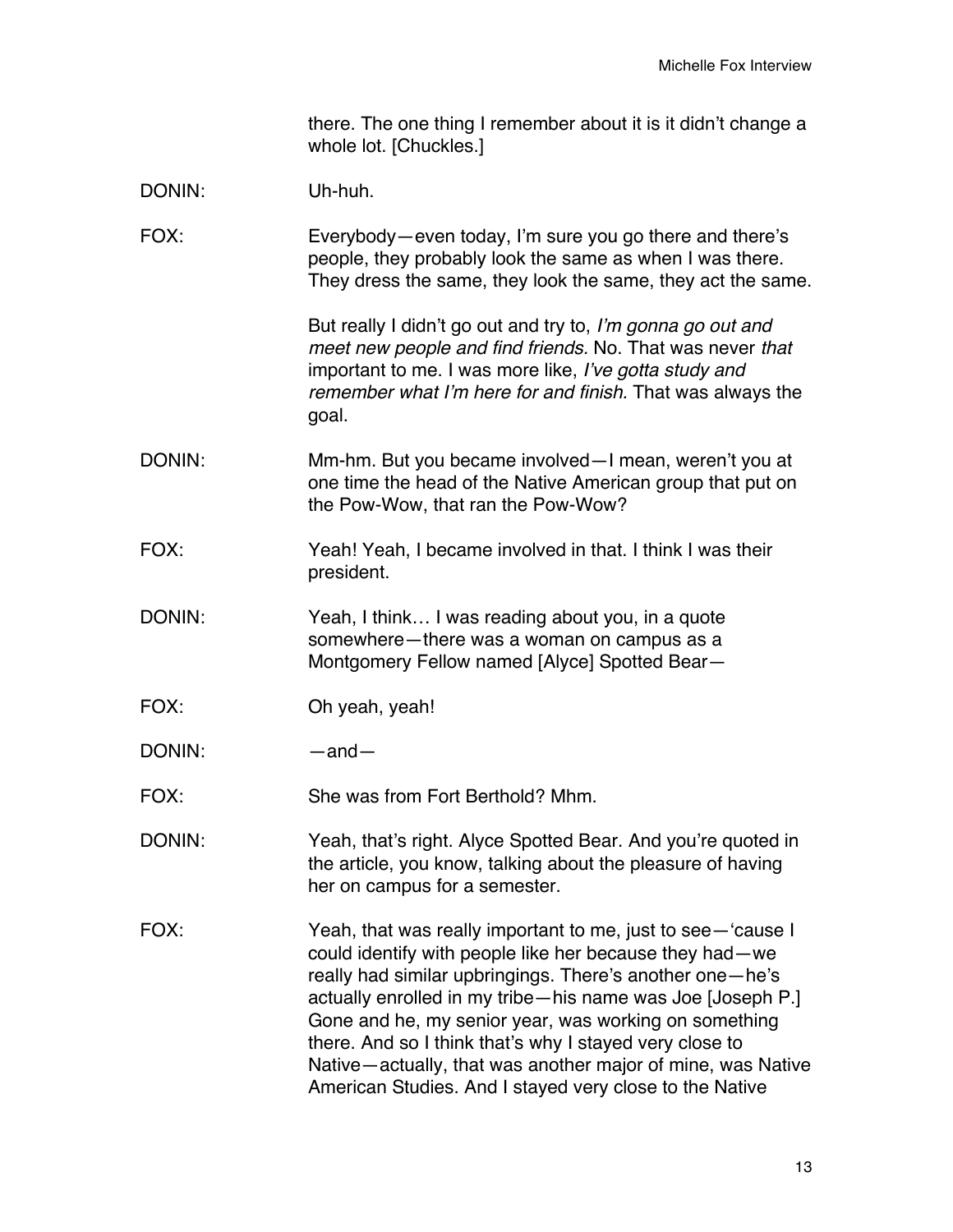there. The one thing I remember about it is it didn't change a whole lot. [Chuckles.]

DONIN: Uh-huh.

FOX: Everybody—even today, I'm sure you go there and there's people, they probably look the same as when I was there. They dress the same, they look the same, they act the same.

But really I didn't go out and try to, *I'm gonna go out and meet new people and find friends.* No. That was never *that* important to me. I was more like, *I've gotta study and remember what I'm here for and finish*. That was always the goal.

DONIN: Mm-hm. But you became involved—I mean, weren't you at one time the head of the Native American group that put on the Pow-Wow, that ran the Pow-Wow?

FOX: Yeah! Yeah, I became involved in that. I think I was their president.

DONIN: Yeah, I think… I was reading about you, in a quote somewhere—there was a woman on campus as a Montgomery Fellow named [Alyce] Spotted Bear—

FOX: Oh yeah, yeah!

DONIN: —and—

FOX: She was from Fort Berthold? Mhm.

DONIN: Yeah, that's right. Alyce Spotted Bear. And you're quoted in the article, you know, talking about the pleasure of having her on campus for a semester.

FOX: Yeah, that was really important to me, just to see—'cause I could identify with people like her because they had—we really had similar upbringings. There's another one—he's actually enrolled in my tribe—his name was Joe [Joseph P.] Gone and he, my senior year, was working on something there. And so I think that's why I stayed very close to Native—actually, that was another major of mine, was Native American Studies. And I stayed very close to the Native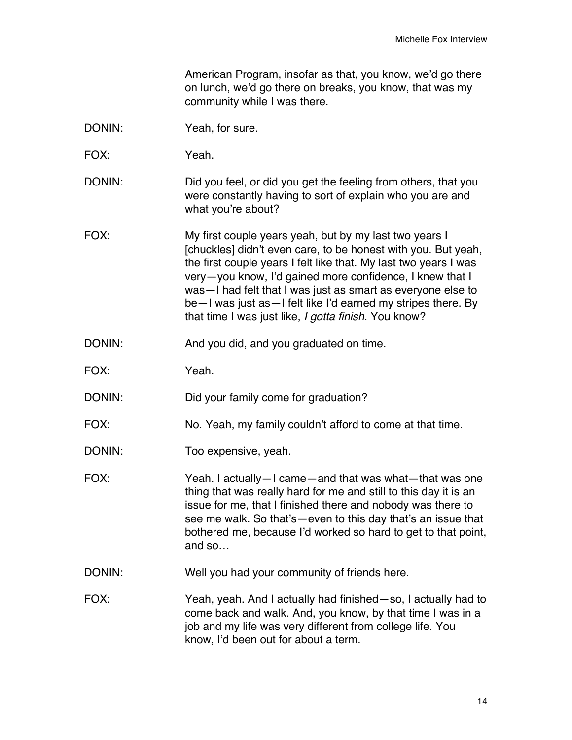American Program, insofar as that, you know, we'd go there on lunch, we'd go there on breaks, you know, that was my community while I was there.

DONIN: Yeah, for sure.

FOX: Yeah.

DONIN: Did you feel, or did you get the feeling from others, that you were constantly having to sort of explain who you are and what you're about?

FOX: My first couple years yeah, but by my last two years I [chuckles] didn't even care, to be honest with you. But yeah, the first couple years I felt like that. My last two years I was very—you know, I'd gained more confidence, I knew that I was—I had felt that I was just as smart as everyone else to be—I was just as—I felt like I'd earned my stripes there. By that time I was just like, *I gotta finish.* You know?

DONIN: And you did, and you graduated on time.

FOX: Yeah.

DONIN: Did your family come for graduation?

FOX: No. Yeah, my family couldn't afford to come at that time.

DONIN: Too expensive, yeah.

FOX: Yeah. I actually—I came—and that was what—that was one thing that was really hard for me and still to this day it is an issue for me, that I finished there and nobody was there to see me walk. So that's—even to this day that's an issue that bothered me, because I'd worked so hard to get to that point, and so…

DONIN: Well you had your community of friends here.

FOX: Yeah, yeah. And I actually had finished—so, I actually had to come back and walk. And, you know, by that time I was in a job and my life was very different from college life. You know, I'd been out for about a term.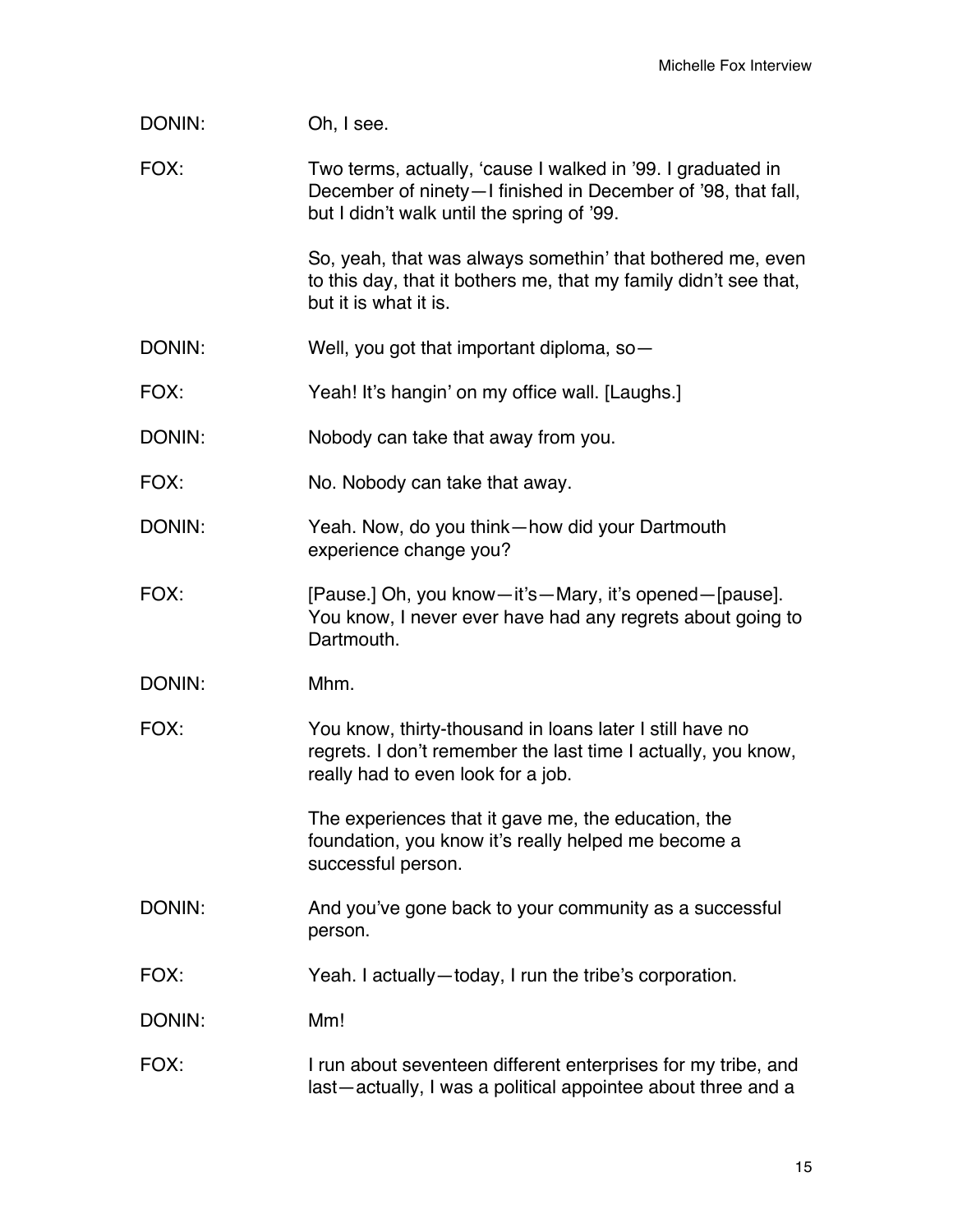DONIN: Oh, I see.

FOX: Two terms, actually, 'cause I walked in '99. I graduated in December of ninety—I finished in December of '98, that fall, but I didn't walk until the spring of '99.

So, yeah, that was always somethin' that bothered me, even to this day, that it bothers me, that my family didn't see that, but it is what it is.

DONIN: Well, you got that important diploma, so—

FOX: Yeah! It's hangin' on my office wall. [Laughs.]

DONIN: Nobody can take that away from you.

FOX: No. Nobody can take that away.

DONIN: Yeah. Now, do you think—how did your Dartmouth experience change you?

FOX: [Pause.] Oh, you know—it's—Mary, it's opened—[pause]. You know, I never ever have had any regrets about going to Dartmouth.

DONIN: Mhm.

FOX: You know, thirty-thousand in loans later I still have no regrets. I don't remember the last time I actually, you know, really had to even look for a job.

The experiences that it gave me, the education, the foundation, you know it's really helped me become a successful person.

DONIN: And you've gone back to your community as a successful person.

FOX: Yeah. I actually—today, I run the tribe's corporation.

DONIN: Mm!

FOX: I run about seventeen different enterprises for my tribe, and last—actually, I was a political appointee about three and a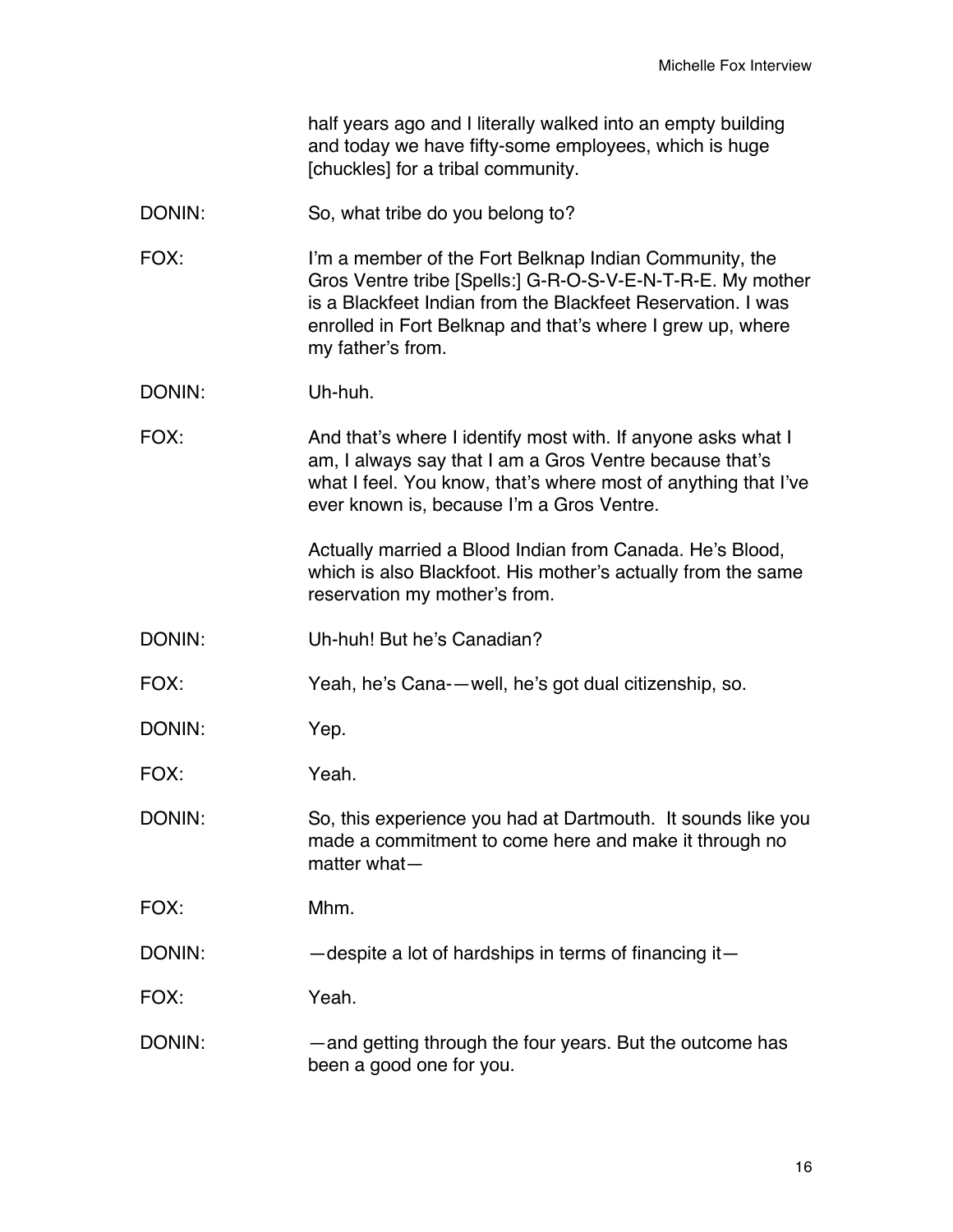half years ago and I literally walked into an empty building and today we have fifty-some employees, which is huge [chuckles] for a tribal community.

DONIN: So, what tribe do you belong to?

FOX: I'm a member of the Fort Belknap Indian Community, the Gros Ventre tribe [Spells:] G-R-O-S-V-E-N-T-R-E. My mother is a Blackfeet Indian from the Blackfeet Reservation. I was enrolled in Fort Belknap and that's where I grew up, where my father's from.

DONIN: Uh-huh.

FOX: And that's where I identify most with. If anyone asks what I am, I always say that I am a Gros Ventre because that's what I feel. You know, that's where most of anything that I've ever known is, because I'm a Gros Ventre.

Actually married a Blood Indian from Canada. He's Blood, which is also Blackfoot. His mother's actually from the same reservation my mother's from.

DONIN: Uh-huh! But he's Canadian?

FOX: Yeah, he's Cana-—well, he's got dual citizenship, so.

DONIN: Yep.

FOX: Yeah.

DONIN: So, this experience you had at Dartmouth. It sounds like you made a commitment to come here and make it through no matter what—

FOX: Mhm.

DONIN: —despite a lot of hardships in terms of financing it—

FOX: Yeah.

DONIN: —and getting through the four years. But the outcome has been a good one for you.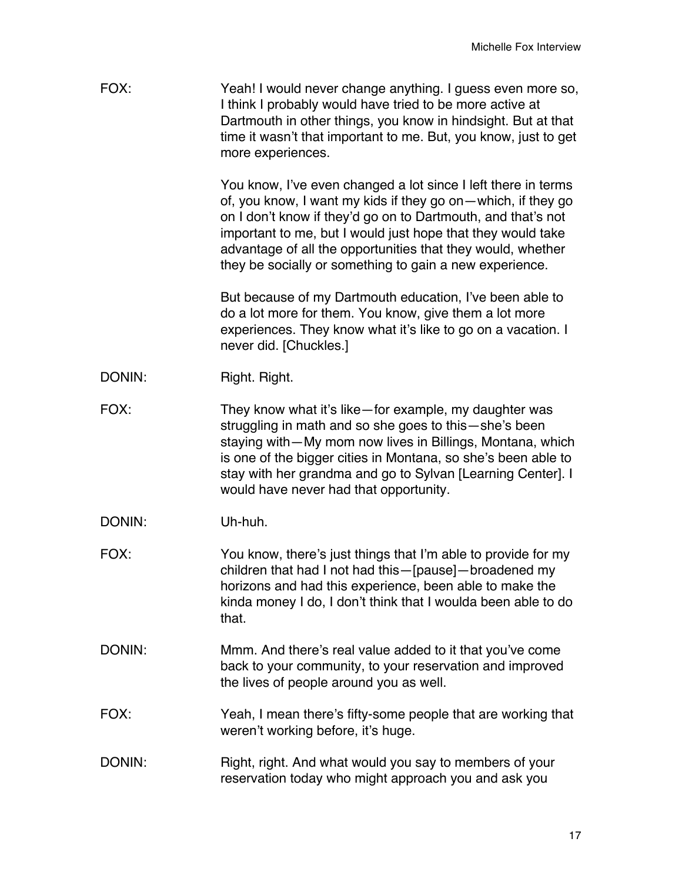FOX: Yeah! I would never change anything. I guess even more so, I think I probably would have tried to be more active at Dartmouth in other things, you know in hindsight. But at that time it wasn't that important to me. But, you know, just to get more experiences.

You know, I've even changed a lot since I left there in terms of, you know, I want my kids if they go on—which, if they go on I don't know if they'd go on to Dartmouth, and that's not important to me, but I would just hope that they would take advantage of all the opportunities that they would, whether they be socially or something to gain a new experience.

But because of my Dartmouth education, I've been able to do a lot more for them. You know, give them a lot more experiences. They know what it's like to go on a vacation. I never did. [Chuckles.]

DONIN: Right. Right.

FOX: They know what it's like—for example, my daughter was struggling in math and so she goes to this—she's been staying with—My mom now lives in Billings, Montana, which is one of the bigger cities in Montana, so she's been able to stay with her grandma and go to Sylvan [Learning Center]. I would have never had that opportunity.

DONIN: Uh-huh.

FOX: You know, there's just things that I'm able to provide for my children that had I not had this—[pause]—broadened my horizons and had this experience, been able to make the kinda money I do, I don't think that I woulda been able to do that.

DONIN: Mmm. And there's real value added to it that you've come back to your community, to your reservation and improved the lives of people around you as well.

FOX: Yeah, I mean there's fifty-some people that are working that weren't working before, it's huge.

DONIN: Right, right. And what would you say to members of your reservation today who might approach you and ask you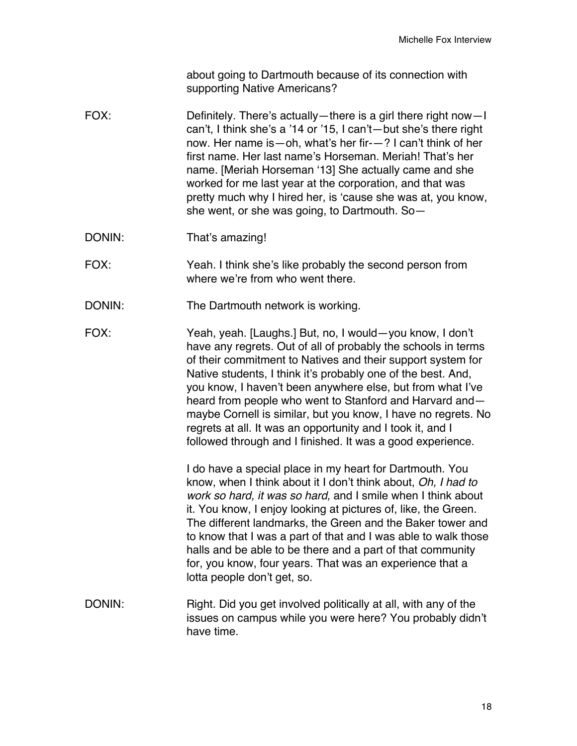about going to Dartmouth because of its connection with supporting Native Americans?

FOX: Definitely. There's actually—there is a girl there right now—I can't, I think she's a '14 or '15, I can't—but she's there right now. Her name is—oh, what's her fir-—? I can't think of her first name. Her last name's Horseman. Meriah! That's her name. [Meriah Horseman '13] She actually came and she worked for me last year at the corporation, and that was pretty much why I hired her, is 'cause she was at, you know, she went, or she was going, to Dartmouth. So—

DONIN: That's amazing!

FOX: Yeah. I think she's like probably the second person from where we're from who went there.

DONIN: The Dartmouth network is working.

FOX: Yeah, yeah. [Laughs.] But, no, I would—you know, I don't have any regrets. Out of all of probably the schools in terms of their commitment to Natives and their support system for Native students, I think it's probably one of the best. And, you know, I haven't been anywhere else, but from what I've heard from people who went to Stanford and Harvard and—maybe Cornell is similar, but you know, I have no regrets. No regrets at all. It was an opportunity and I took it, and I followed through and I finished. It was a good experience.

I do have a special place in my heart for Dartmouth. You know, when I think about it I don't think about, *Oh, I had to work so hard, it was so hard,* and I smile when I think about it. You know, I enjoy looking at pictures of, like, the Green. The different landmarks, the Green and the Baker tower and to know that I was a part of that and I was able to walk those halls and be able to be there and a part of that community for, you know, four years. That was an experience that a lotta people don't get, so.

DONIN: Right. Did you get involved politically at all, with any of the issues on campus while you were here? You probably didn't have time.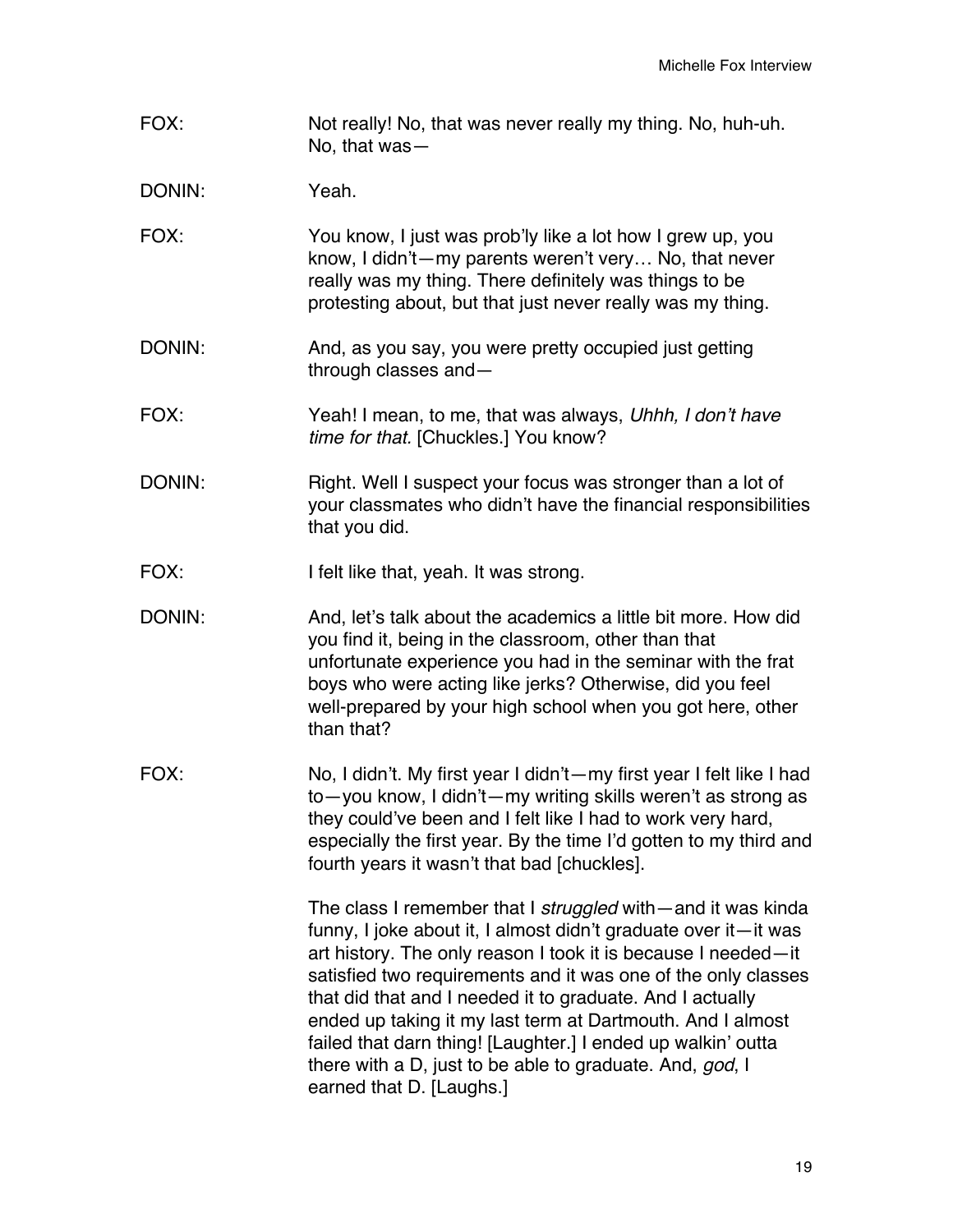FOX: Not really! No, that was never really my thing. No, huh-uh. No, that was—

DONIN: Yeah.

FOX: You know, I just was prob'ly like a lot how I grew up, you know, I didn't—my parents weren't very… No, that never really was my thing. There definitely was things to be protesting about, but that just never really was my thing.

DONIN: And, as you say, you were pretty occupied just getting through classes and—

FOX: Yeah! I mean, to me, that was always, *Uhhh, I don't have time for that.* [Chuckles.] You know?

DONIN: Right. Well I suspect your focus was stronger than a lot of your classmates who didn't have the financial responsibilities that you did.

FOX: I felt like that, yeah. It was strong.

DONIN: And, let's talk about the academics a little bit more. How did you find it, being in the classroom, other than that unfortunate experience you had in the seminar with the frat boys who were acting like jerks? Otherwise, did you feel well-prepared by your high school when you got here, other than that?

FOX: No, I didn't. My first year I didn't—my first year I felt like I had to—you know, I didn't—my writing skills weren't as strong as they could've been and I felt like I had to work very hard, especially the first year. By the time I'd gotten to my third and fourth years it wasn't that bad [chuckles].

The class I remember that I *struggled* with—and it was kinda funny, I joke about it, I almost didn't graduate over it—it was art history. The only reason I took it is because I needed—it satisfied two requirements and it was one of the only classes that did that and I needed it to graduate. And I actually ended up taking it my last term at Dartmouth. And I almost failed that darn thing! [Laughter.] I ended up walkin' outta there with a D, just to be able to graduate. And, *god*, I earned that D. [Laughs.]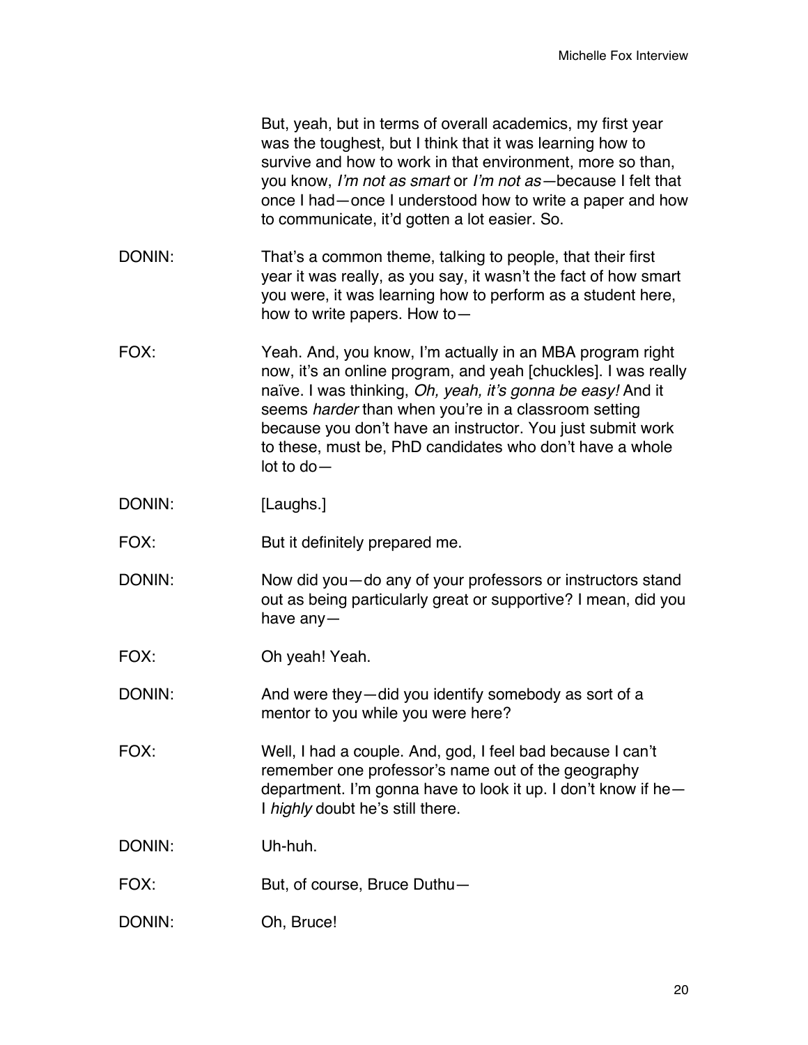But, yeah, but in terms of overall academics, my first year was the toughest, but I think that it was learning how to survive and how to work in that environment, more so than, you know, *I'm not as smart* or *I'm not as*—because I felt that once I had—once I understood how to write a paper and how to communicate, it'd gotten a lot easier. So.

DONIN: That's a common theme, talking to people, that their first year it was really, as you say, it wasn't the fact of how smart you were, it was learning how to perform as a student here, how to write papers. How to—

FOX: Yeah. And, you know, I'm actually in an MBA program right now, it's an online program, and yeah [chuckles]. I was really naïve. I was thinking, *Oh, yeah, it's gonna be easy!* And it seems *harder* than when you're in a classroom setting because you don't have an instructor. You just submit work to these, must be, PhD candidates who don't have a whole lot to do—

DONIN: [Laughs.]

FOX: But it definitely prepared me.

DONIN: Now did you—do any of your professors or instructors stand out as being particularly great or supportive? I mean, did you have any—

FOX: Oh yeah! Yeah.

DONIN: And were they—did you identify somebody as sort of a mentor to you while you were here?

FOX: Well, I had a couple. And, god, I feel bad because I can't remember one professor's name out of the geography department. I'm gonna have to look it up. I don't know if he—I *highly* doubt he's still there.

DONIN: Uh-huh.

FOX: But, of course, Bruce Duthu—

DONIN: Oh, Bruce!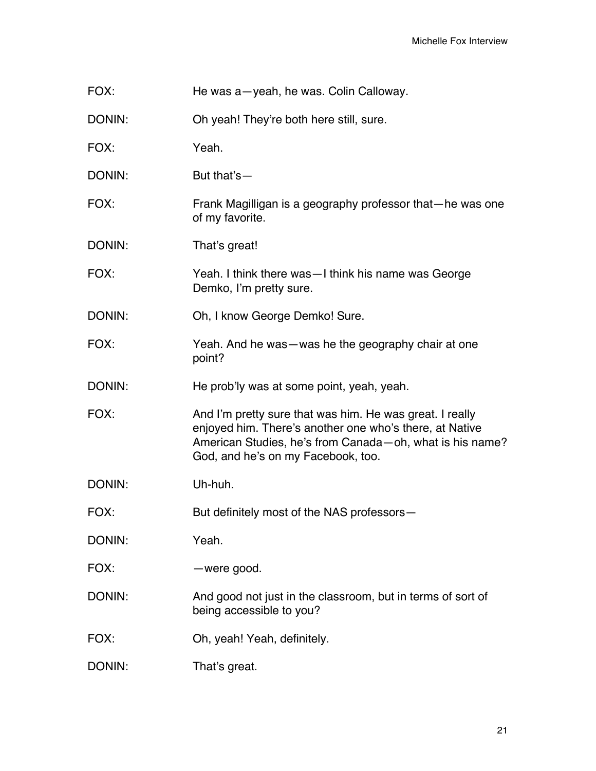FOX: He was a—yeah, he was. Colin Calloway.

DONIN: Oh yeah! They're both here still, sure.

FOX: Yeah.

DONIN: But that's—

FOX: Frank Magilligan is a geography professor that—he was one of my favorite.

DONIN: That's great!

FOX: Yeah. I think there was—I think his name was George Demko, I'm pretty sure.

DONIN: Oh, I know George Demko! Sure.

FOX: Yeah. And he was—was he the geography chair at one point?

DONIN: He prob'ly was at some point, yeah, yeah.

FOX: And I'm pretty sure that was him. He was great. I really enjoyed him. There's another one who's there, at Native American Studies, he's from Canada—oh, what is his name? God, and he's on my Facebook, too.

DONIN: Uh-huh.

FOX: But definitely most of the NAS professors—

DONIN: Yeah.

FOX: —were good.

DONIN: And good not just in the classroom, but in terms of sort of being accessible to you?

FOX: Oh, yeah! Yeah, definitely.

DONIN: That's great.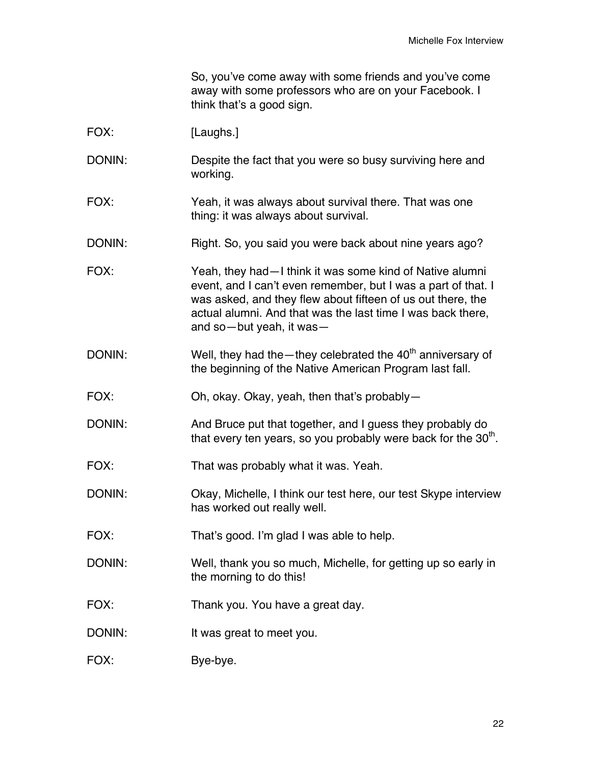So, you've come away with some friends and you've come away with some professors who are on your Facebook. I think that's a good sign.

FOX: [Laughs.]

DONIN: Despite the fact that you were so busy surviving here and working.

FOX: Yeah, it was always about survival there. That was one thing: it was always about survival.

DONIN: Right. So, you said you were back about nine years ago?

FOX: Yeah, they had—I think it was some kind of Native alumni event, and I can't even remember, but I was a part of that. I was asked, and they flew about fifteen of us out there, the actual alumni. And that was the last time I was back there, and so—but yeah, it was—

DONIN: Well, they had the—they celebrated the 40th anniversary of the beginning of the Native American Program last fall.

FOX: Oh, okay. Okay, yeah, then that's probably—

DONIN: And Bruce put that together, and I guess they probably do that every ten years, so you probably were back for the 30th.

FOX: That was probably what it was. Yeah.

DONIN: Okay, Michelle, I think our test here, our test Skype interview has worked out really well.

FOX: That's good. I'm glad I was able to help.

DONIN: Well, thank you so much, Michelle, for getting up so early in the morning to do this!

FOX: Thank you. You have a great day.

DONIN: It was great to meet you.

FOX: Bye-bye.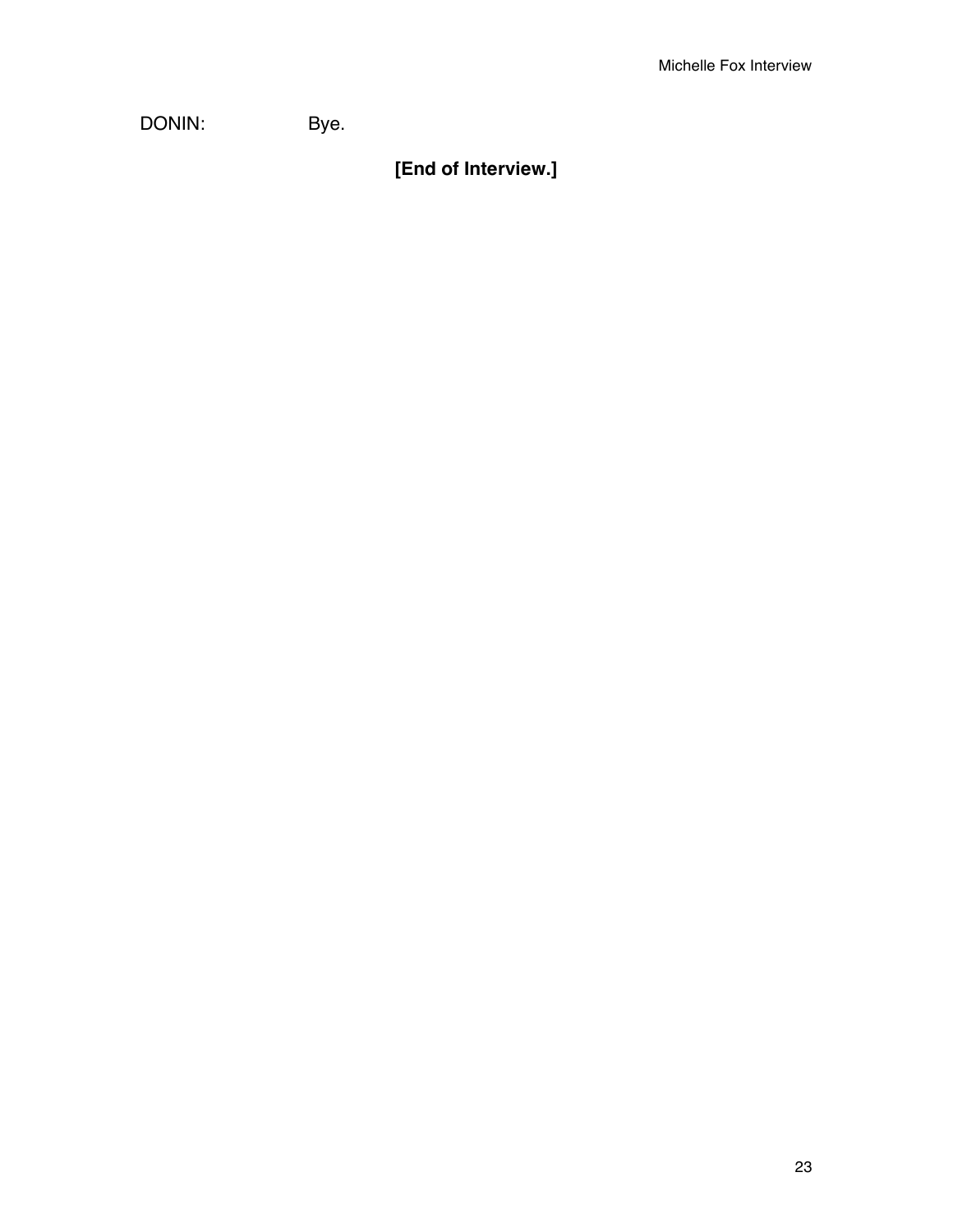DONIN: Bye.

**[End of Interview.]**